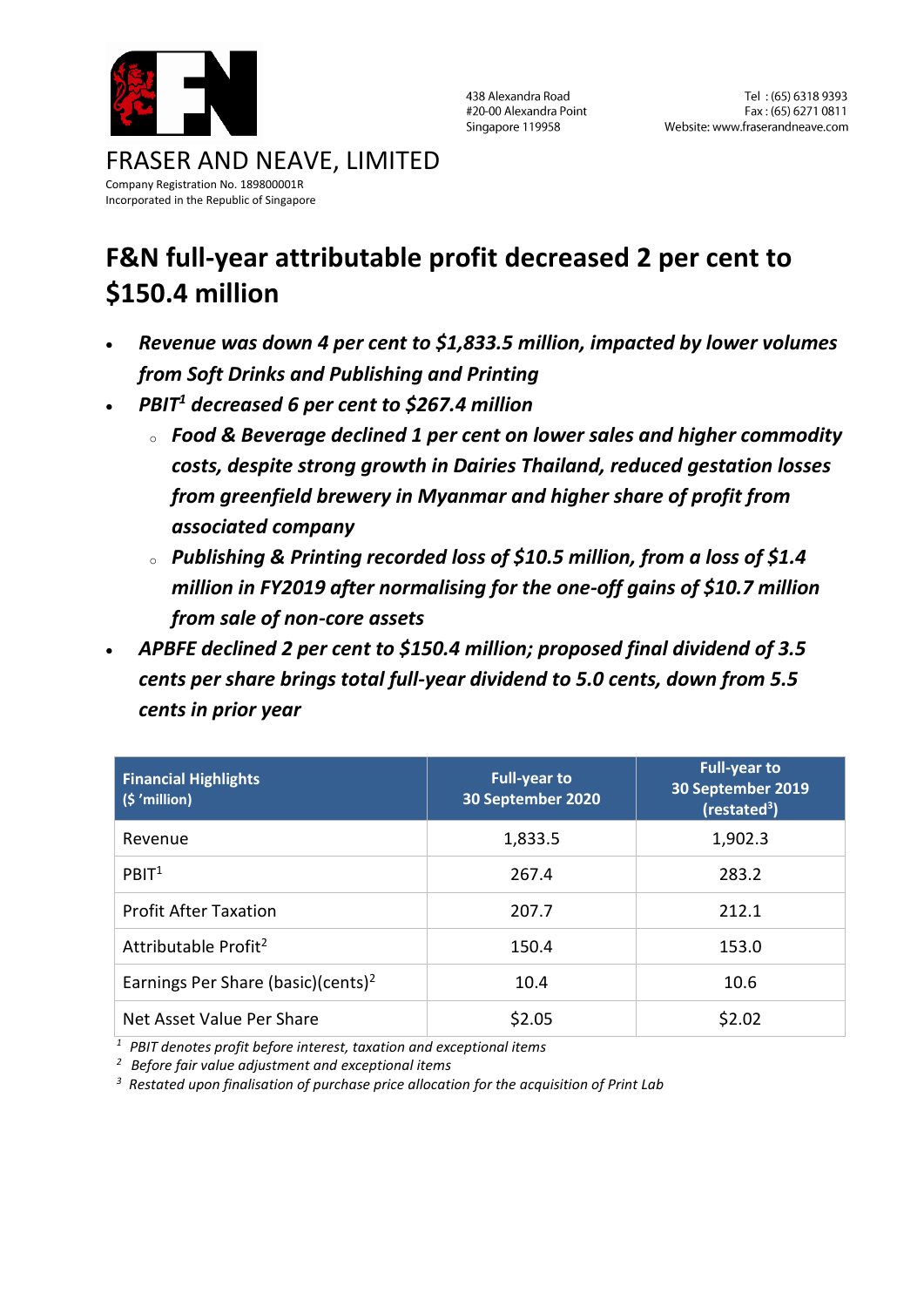FRASER AND NEAVE, LIMITED
Company Registration No. 189800001R
Incorporated in the Republic of Singapore

438 Alexandra Road
#20-00 Alexandra Point
Singapore 119958

Tel : (65) 6318 9393
Fax : (65) 6271 0811
Website: www.fraserandneave.com

# F&N full-year attributable profit decreased 2 per cent to $150.4 million

- ***Revenue was down 4 per cent to $1,833.5 million, impacted by lower volumes from Soft Drinks and Publishing and Printing***
- ***PBIT[1] decreased 6 per cent to $267.4 million***
  - ***Food & Beverage declined 1 per cent on lower sales and higher commodity costs, despite strong growth in Dairies Thailand, reduced gestation losses from greenfield brewery in Myanmar and higher share of profit from associated company***
  - ***Publishing & Printing recorded loss of $10.5 million, from a loss of $1.4 million in FY2019 after normalising for the one-off gains of $10.7 million from sale of non-core assets***
- ***APBFE declined 2 per cent to $150.4 million; proposed final dividend of 3.5 cents per share brings total full-year dividend to 5.0 cents, down from 5.5 cents in prior year***

| **Financial Highlights ($ 'million)** | **Full-year to 30 September 2020** | **Full-year to 30 September 2019 (restated[3])** |
|---|---|---|
| Revenue | 1,833.5 | 1,902.3 |
| PBIT[1] | 267.4 | 283.2 |
| Profit After Taxation | 207.7 | 212.1 |
| Attributable Profit[2] | 150.4 | 153.0 |
| Earnings Per Share (basic)(cents)[2] | 10.4 | 10.6 |
| Net Asset Value Per Share | $2.05 | $2.02 |

[1] *PBIT denotes profit before interest, taxation and exceptional items*
[2] *Before fair value adjustment and exceptional items*
[3] *Restated upon finalisation of purchase price allocation for the acquisition of Print Lab*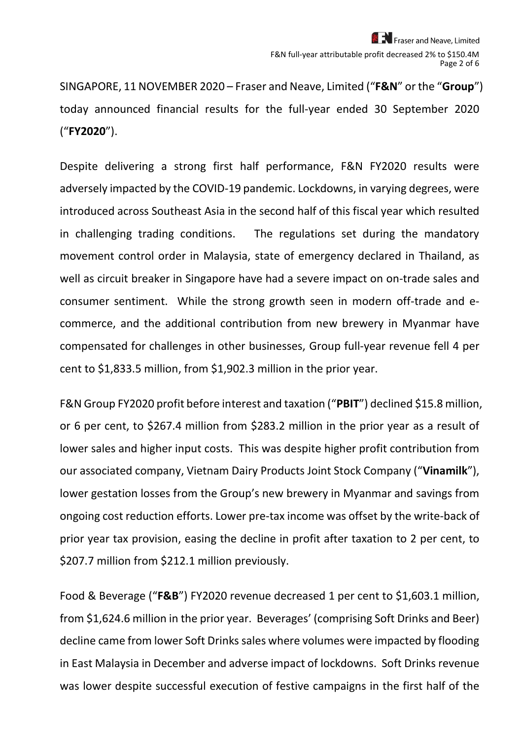SINGAPORE, 11 NOVEMBER 2020 – Fraser and Neave, Limited ("**F&N**" or the "**Group**") today announced financial results for the full-year ended 30 September 2020 ("**FY2020**").

Despite delivering a strong first half performance, F&N FY2020 results were adversely impacted by the COVID-19 pandemic. Lockdowns, in varying degrees, were introduced across Southeast Asia in the second half of this fiscal year which resulted in challenging trading conditions. The regulations set during the mandatory movement control order in Malaysia, state of emergency declared in Thailand, as well as circuit breaker in Singapore have had a severe impact on on-trade sales and consumer sentiment. While the strong growth seen in modern off-trade and e-commerce, and the additional contribution from new brewery in Myanmar have compensated for challenges in other businesses, Group full-year revenue fell 4 per cent to $1,833.5 million, from $1,902.3 million in the prior year.

F&N Group FY2020 profit before interest and taxation ("**PBIT**") declined $15.8 million, or 6 per cent, to $267.4 million from $283.2 million in the prior year as a result of lower sales and higher input costs. This was despite higher profit contribution from our associated company, Vietnam Dairy Products Joint Stock Company ("**Vinamilk**"), lower gestation losses from the Group's new brewery in Myanmar and savings from ongoing cost reduction efforts. Lower pre-tax income was offset by the write-back of prior year tax provision, easing the decline in profit after taxation to 2 per cent, to $207.7 million from $212.1 million previously.

Food & Beverage ("**F&B**") FY2020 revenue decreased 1 per cent to $1,603.1 million, from $1,624.6 million in the prior year. Beverages' (comprising Soft Drinks and Beer) decline came from lower Soft Drinks sales where volumes were impacted by flooding in East Malaysia in December and adverse impact of lockdowns. Soft Drinks revenue was lower despite successful execution of festive campaigns in the first half of the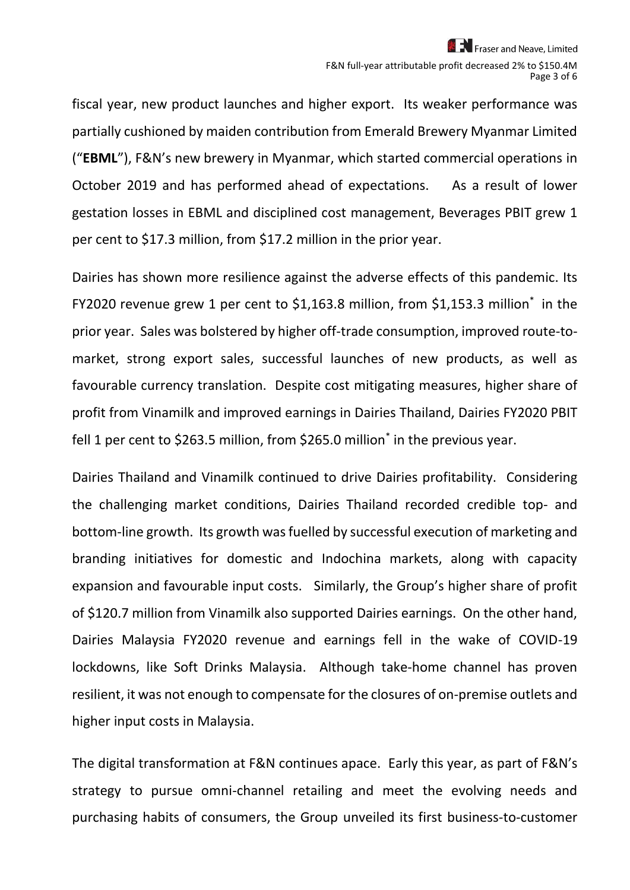fiscal year, new product launches and higher export. Its weaker performance was partially cushioned by maiden contribution from Emerald Brewery Myanmar Limited ("**EBML**"), F&N's new brewery in Myanmar, which started commercial operations in October 2019 and has performed ahead of expectations. As a result of lower gestation losses in EBML and disciplined cost management, Beverages PBIT grew 1 per cent to $17.3 million, from $17.2 million in the prior year.

Dairies has shown more resilience against the adverse effects of this pandemic. Its FY2020 revenue grew 1 per cent to $1,163.8 million, from $1,153.3 million* in the prior year. Sales was bolstered by higher off-trade consumption, improved route-to-market, strong export sales, successful launches of new products, as well as favourable currency translation. Despite cost mitigating measures, higher share of profit from Vinamilk and improved earnings in Dairies Thailand, Dairies FY2020 PBIT fell 1 per cent to $263.5 million, from $265.0 million* in the previous year.

Dairies Thailand and Vinamilk continued to drive Dairies profitability. Considering the challenging market conditions, Dairies Thailand recorded credible top- and bottom-line growth. Its growth was fuelled by successful execution of marketing and branding initiatives for domestic and Indochina markets, along with capacity expansion and favourable input costs. Similarly, the Group's higher share of profit of $120.7 million from Vinamilk also supported Dairies earnings. On the other hand, Dairies Malaysia FY2020 revenue and earnings fell in the wake of COVID-19 lockdowns, like Soft Drinks Malaysia. Although take-home channel has proven resilient, it was not enough to compensate for the closures of on-premise outlets and higher input costs in Malaysia.

The digital transformation at F&N continues apace. Early this year, as part of F&N's strategy to pursue omni-channel retailing and meet the evolving needs and purchasing habits of consumers, the Group unveiled its first business-to-customer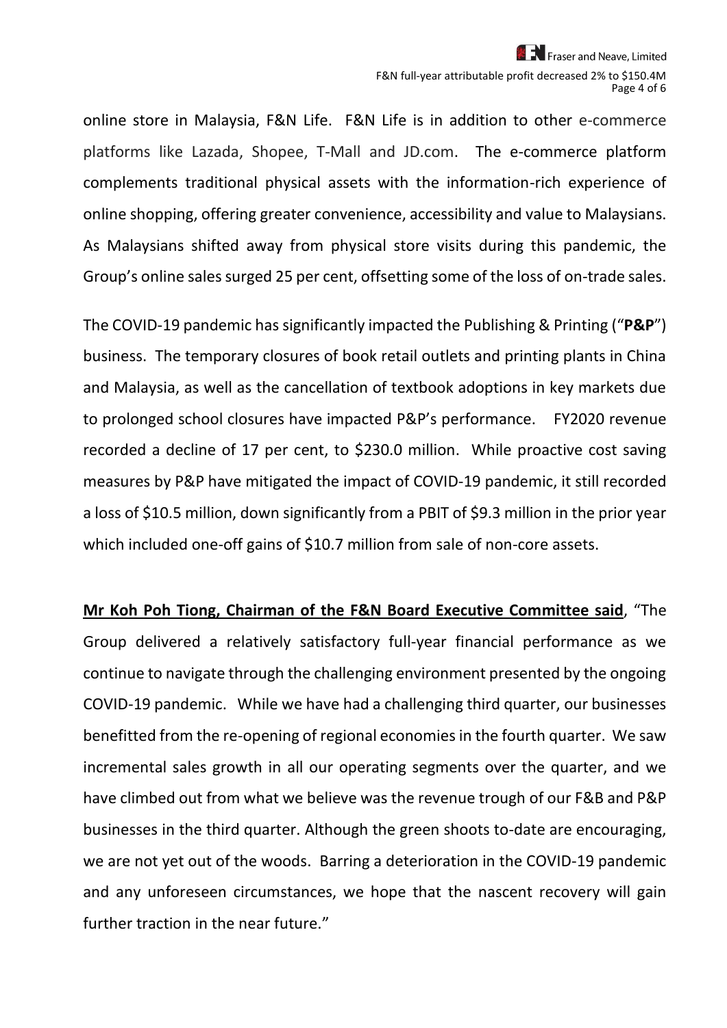online store in Malaysia, F&N Life. F&N Life is in addition to other e-commerce platforms like Lazada, Shopee, T-Mall and JD.com. The e-commerce platform complements traditional physical assets with the information-rich experience of online shopping, offering greater convenience, accessibility and value to Malaysians. As Malaysians shifted away from physical store visits during this pandemic, the Group's online sales surged 25 per cent, offsetting some of the loss of on-trade sales.

The COVID-19 pandemic has significantly impacted the Publishing & Printing ("**P&P**") business. The temporary closures of book retail outlets and printing plants in China and Malaysia, as well as the cancellation of textbook adoptions in key markets due to prolonged school closures have impacted P&P's performance. FY2020 revenue recorded a decline of 17 per cent, to $230.0 million. While proactive cost saving measures by P&P have mitigated the impact of COVID-19 pandemic, it still recorded a loss of $10.5 million, down significantly from a PBIT of $9.3 million in the prior year which included one-off gains of $10.7 million from sale of non-core assets.

**Mr Koh Poh Tiong, Chairman of the F&N Board Executive Committee said**, "The Group delivered a relatively satisfactory full-year financial performance as we continue to navigate through the challenging environment presented by the ongoing COVID-19 pandemic. While we have had a challenging third quarter, our businesses benefitted from the re-opening of regional economies in the fourth quarter. We saw incremental sales growth in all our operating segments over the quarter, and we have climbed out from what we believe was the revenue trough of our F&B and P&P businesses in the third quarter. Although the green shoots to-date are encouraging, we are not yet out of the woods. Barring a deterioration in the COVID-19 pandemic and any unforeseen circumstances, we hope that the nascent recovery will gain further traction in the near future."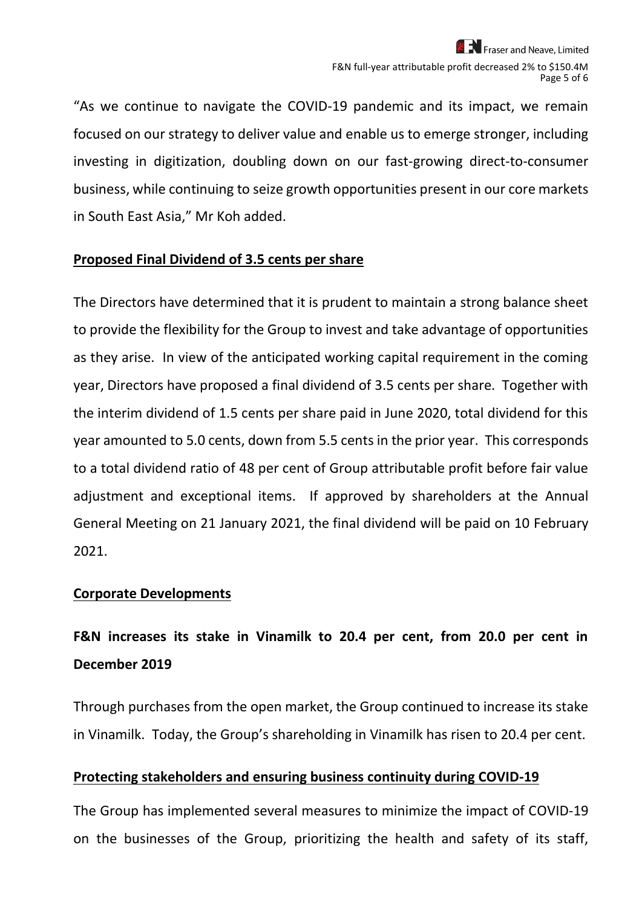"As we continue to navigate the COVID-19 pandemic and its impact, we remain focused on our strategy to deliver value and enable us to emerge stronger, including investing in digitization, doubling down on our fast-growing direct-to-consumer business, while continuing to seize growth opportunities present in our core markets in South East Asia," Mr Koh added.

**Proposed Final Dividend of 3.5 cents per share**

The Directors have determined that it is prudent to maintain a strong balance sheet to provide the flexibility for the Group to invest and take advantage of opportunities as they arise. In view of the anticipated working capital requirement in the coming year, Directors have proposed a final dividend of 3.5 cents per share. Together with the interim dividend of 1.5 cents per share paid in June 2020, total dividend for this year amounted to 5.0 cents, down from 5.5 cents in the prior year. This corresponds to a total dividend ratio of 48 per cent of Group attributable profit before fair value adjustment and exceptional items. If approved by shareholders at the Annual General Meeting on 21 January 2021, the final dividend will be paid on 10 February 2021.

**Corporate Developments**

**F&N increases its stake in Vinamilk to 20.4 per cent, from 20.0 per cent in December 2019**

Through purchases from the open market, the Group continued to increase its stake in Vinamilk. Today, the Group's shareholding in Vinamilk has risen to 20.4 per cent.

**Protecting stakeholders and ensuring business continuity during COVID-19**

The Group has implemented several measures to minimize the impact of COVID-19 on the businesses of the Group, prioritizing the health and safety of its staff,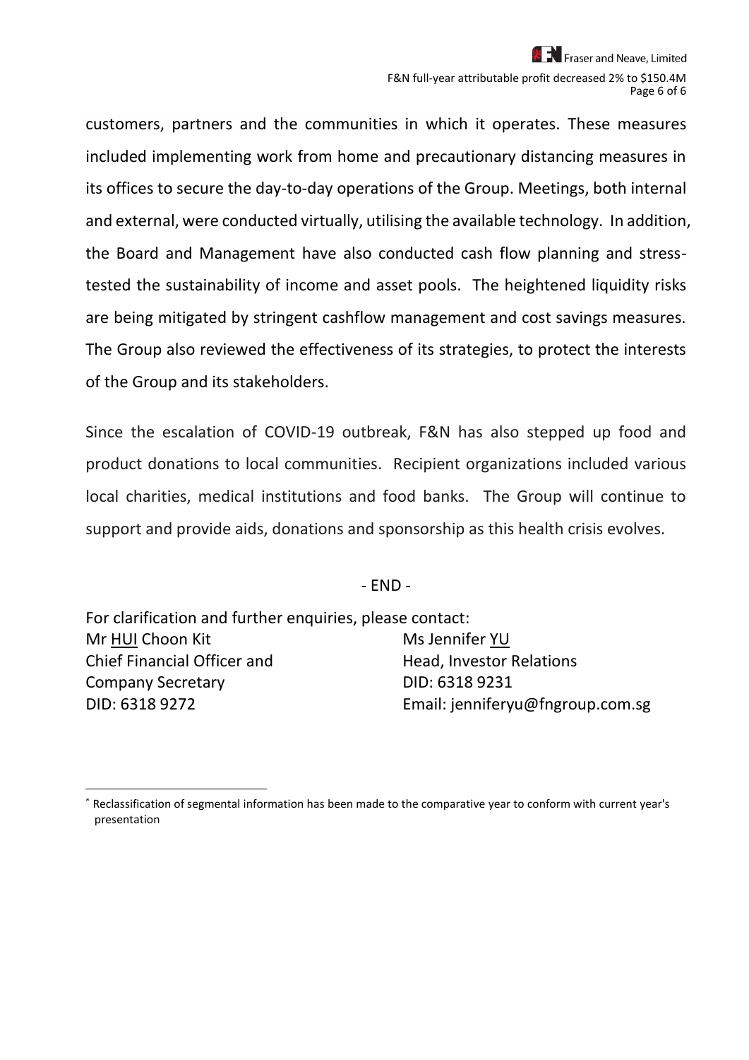customers, partners and the communities in which it operates. These measures included implementing work from home and precautionary distancing measures in its offices to secure the day-to-day operations of the Group. Meetings, both internal and external, were conducted virtually, utilising the available technology. In addition, the Board and Management have also conducted cash flow planning and stress-tested the sustainability of income and asset pools. The heightened liquidity risks are being mitigated by stringent cashflow management and cost savings measures. The Group also reviewed the effectiveness of its strategies, to protect the interests of the Group and its stakeholders.

Since the escalation of COVID-19 outbreak, F&N has also stepped up food and product donations to local communities. Recipient organizations included various local charities, medical institutions and food banks. The Group will continue to support and provide aids, donations and sponsorship as this health crisis evolves.

- END -

For clarification and further enquiries, please contact:

Mr HUI Choon Kit
Chief Financial Officer and
Company Secretary
DID: 6318 9272

Ms Jennifer YU
Head, Investor Relations
DID: 6318 9231
Email: jenniferyu@fngroup.com.sg

---

* Reclassification of segmental information has been made to the comparative year to conform with current year's presentation